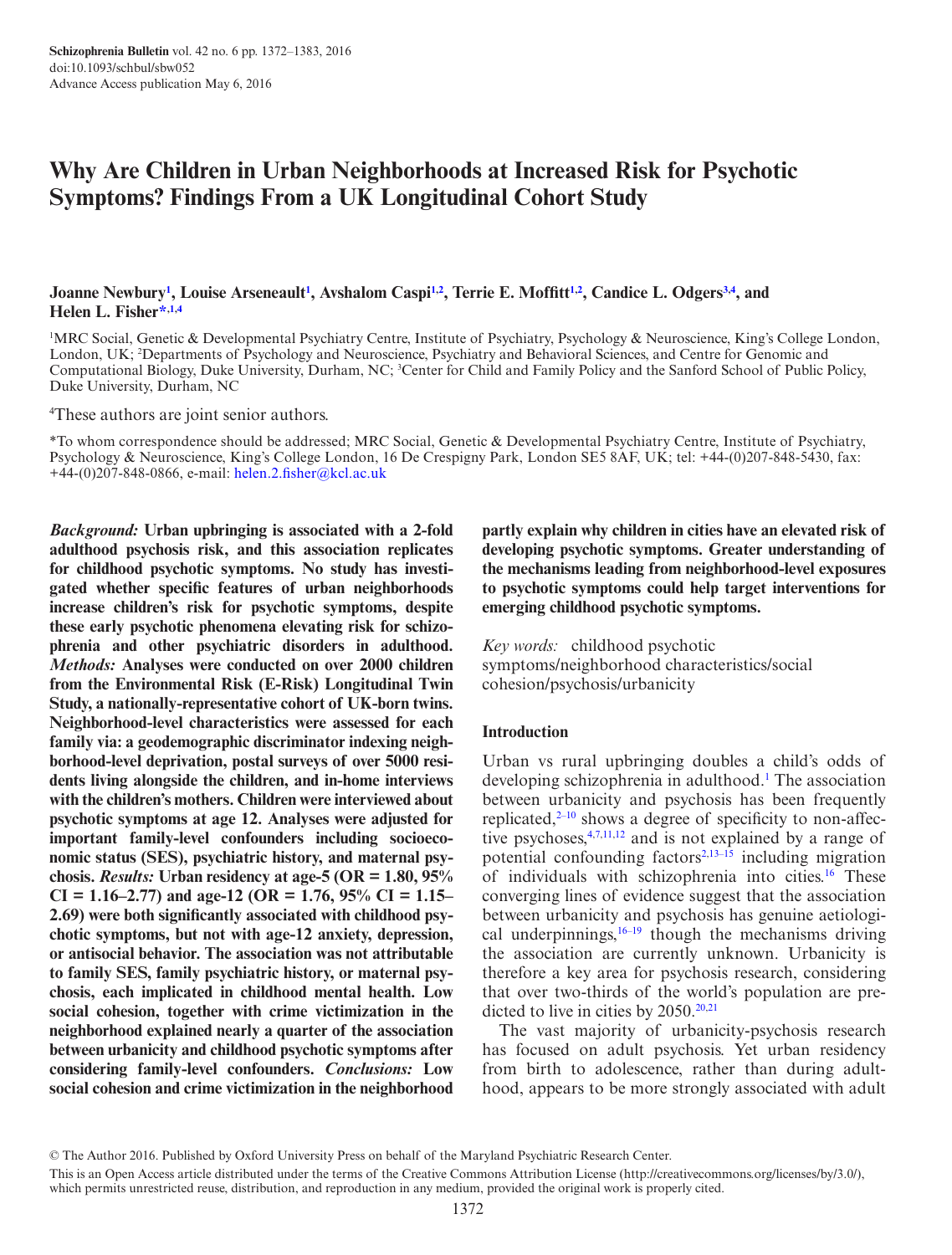# Why Are Children in Urban Neighborhoods at Increased Risk for Psychotic Symptoms? Findings From a UK Longitudinal Cohort Study

**Joanne Newbury[1], Louise Arseneault[1], Avshalom Caspi[1,2], Terrie E. Moffitt[1,2], Candice L. Odgers[3,4], and Helen L. Fisher[*,1,4]**

[1]MRC Social, Genetic & Developmental Psychiatry Centre, Institute of Psychiatry, Psychology & Neuroscience, King's College London, London, UK; [2]Departments of Psychology and Neuroscience, Psychiatry and Behavioral Sciences, and Centre for Genomic and Computational Biology, Duke University, Durham, NC; [3]Center for Child and Family Policy and the Sanford School of Public Policy, Duke University, Durham, NC

[4]These authors are joint senior authors.

*To whom correspondence should be addressed; MRC Social, Genetic & Developmental Psychiatry Centre, Institute of Psychiatry, Psychology & Neuroscience, King's College London, 16 De Crespigny Park, London SE5 8AF, UK; tel: +44-(0)207-848-5430, fax: +44-(0)207-848-0866, e-mail: helen.2.fisher@kcl.ac.uk

***Background:*** **Urban upbringing is associated with a 2-fold adulthood psychosis risk, and this association replicates for childhood psychotic symptoms. No study has investigated whether specific features of urban neighborhoods increase children's risk for psychotic symptoms, despite these early psychotic phenomena elevating risk for schizophrenia and other psychiatric disorders in adulthood.** ***Methods:*** **Analyses were conducted on over 2000 children from the Environmental Risk (E-Risk) Longitudinal Twin Study, a nationally-representative cohort of UK-born twins. Neighborhood-level characteristics were assessed for each family via: a geodemographic discriminator indexing neighborhood-level deprivation, postal surveys of over 5000 residents living alongside the children, and in-home interviews with the children's mothers. Children were interviewed about psychotic symptoms at age 12. Analyses were adjusted for important family-level confounders including socioeconomic status (SES), psychiatric history, and maternal psychosis.** ***Results:*** **Urban residency at age-5 (OR = 1.80, 95% CI = 1.16–2.77) and age-12 (OR = 1.76, 95% CI = 1.15–2.69) were both significantly associated with childhood psychotic symptoms, but not with age-12 anxiety, depression, or antisocial behavior. The association was not attributable to family SES, family psychiatric history, or maternal psychosis, each implicated in childhood mental health. Low social cohesion, together with crime victimization in the neighborhood explained nearly a quarter of the association between urbanicity and childhood psychotic symptoms after considering family-level confounders.** ***Conclusions:*** **Low social cohesion and crime victimization in the neighborhood partly explain why children in cities have an elevated risk of developing psychotic symptoms. Greater understanding of the mechanisms leading from neighborhood-level exposures to psychotic symptoms could help target interventions for emerging childhood psychotic symptoms.**

*Key words:* childhood psychotic symptoms/neighborhood characteristics/social cohesion/psychosis/urbanicity

## Introduction

Urban vs rural upbringing doubles a child's odds of developing schizophrenia in adulthood.[1] The association between urbanicity and psychosis has been frequently replicated,[2–10] shows a degree of specificity to non-affective psychoses,[4,7,11,12] and is not explained by a range of potential confounding factors[2,13–15] including migration of individuals with schizophrenia into cities.[16] These converging lines of evidence suggest that the association between urbanicity and psychosis has genuine aetiological underpinnings,[16–19] though the mechanisms driving the association are currently unknown. Urbanicity is therefore a key area for psychosis research, considering that over two-thirds of the world's population are predicted to live in cities by 2050.[20,21]

The vast majority of urbanicity-psychosis research has focused on adult psychosis. Yet urban residency from birth to adolescence, rather than during adulthood, appears to be more strongly associated with adult

© The Author 2016. Published by Oxford University Press on behalf of the Maryland Psychiatric Research Center.

This is an Open Access article distributed under the terms of the Creative Commons Attribution License (http://creativecommons.org/licenses/by/3.0/), which permits unrestricted reuse, distribution, and reproduction in any medium, provided the original work is properly cited.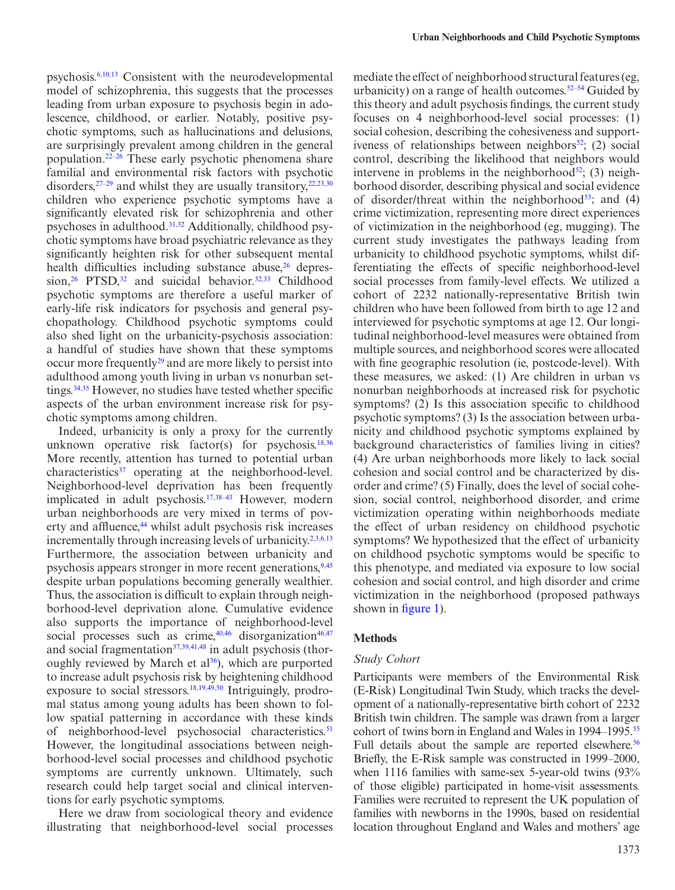psychosis.[6,10,13] Consistent with the neurodevelopmental model of schizophrenia, this suggests that the processes leading from urban exposure to psychosis begin in adolescence, childhood, or earlier. Notably, positive psychotic symptoms, such as hallucinations and delusions, are surprisingly prevalent among children in the general population.[22–26] These early psychotic phenomena share familial and environmental risk factors with psychotic disorders,[27–29] and whilst they are usually transitory,[22,23,30] children who experience psychotic symptoms have a significantly elevated risk for schizophrenia and other psychoses in adulthood.[31,32] Additionally, childhood psychotic symptoms have broad psychiatric relevance as they significantly heighten risk for other subsequent mental health difficulties including substance abuse,[26] depression,[26] PTSD,[32] and suicidal behavior.[32,33] Childhood psychotic symptoms are therefore a useful marker of early-life risk indicators for psychosis and general psychopathology. Childhood psychotic symptoms could also shed light on the urbanicity-psychosis association: a handful of studies have shown that these symptoms occur more frequently[29] and are more likely to persist into adulthood among youth living in urban vs nonurban settings.[34,35] However, no studies have tested whether specific aspects of the urban environment increase risk for psychotic symptoms among children.

Indeed, urbanicity is only a proxy for the currently unknown operative risk factor(s) for psychosis.[18,36] More recently, attention has turned to potential urban characteristics[37] operating at the neighborhood-level. Neighborhood-level deprivation has been frequently implicated in adult psychosis.[17,38–43] However, modern urban neighborhoods are very mixed in terms of poverty and affluence,[44] whilst adult psychosis risk increases incrementally through increasing levels of urbanicity.[2,3,6,13] Furthermore, the association between urbanicity and psychosis appears stronger in more recent generations,[9,45] despite urban populations becoming generally wealthier. Thus, the association is difficult to explain through neighborhood-level deprivation alone. Cumulative evidence also supports the importance of neighborhood-level social processes such as crime,[40,46] disorganization[46,47] and social fragmentation[37,39,41,48] in adult psychosis (thoroughly reviewed by March et al[36]), which are purported to increase adult psychosis risk by heightening childhood exposure to social stressors.[18,19,49,50] Intriguingly, prodromal status among young adults has been shown to follow spatial patterning in accordance with these kinds of neighborhood-level psychosocial characteristics.[51] However, the longitudinal associations between neighborhood-level social processes and childhood psychotic symptoms are currently unknown. Ultimately, such research could help target social and clinical interventions for early psychotic symptoms.

Here we draw from sociological theory and evidence illustrating that neighborhood-level social processes mediate the effect of neighborhood structural features (eg, urbanicity) on a range of health outcomes.[52–54] Guided by this theory and adult psychosis findings, the current study focuses on 4 neighborhood-level social processes: (1) social cohesion, describing the cohesiveness and supportiveness of relationships between neighbors[52]; (2) social control, describing the likelihood that neighbors would intervene in problems in the neighborhood[52]; (3) neighborhood disorder, describing physical and social evidence of disorder/threat within the neighborhood[53]; and (4) crime victimization, representing more direct experiences of victimization in the neighborhood (eg, mugging). The current study investigates the pathways leading from urbanicity to childhood psychotic symptoms, whilst differentiating the effects of specific neighborhood-level social processes from family-level effects. We utilized a cohort of 2232 nationally-representative British twin children who have been followed from birth to age 12 and interviewed for psychotic symptoms at age 12. Our longitudinal neighborhood-level measures were obtained from multiple sources, and neighborhood scores were allocated with fine geographic resolution (ie, postcode-level). With these measures, we asked: (1) Are children in urban vs nonurban neighborhoods at increased risk for psychotic symptoms? (2) Is this association specific to childhood psychotic symptoms? (3) Is the association between urbanicity and childhood psychotic symptoms explained by background characteristics of families living in cities? (4) Are urban neighborhoods more likely to lack social cohesion and social control and be characterized by disorder and crime? (5) Finally, does the level of social cohesion, social control, neighborhood disorder, and crime victimization operating within neighborhoods mediate the effect of urban residency on childhood psychotic symptoms? We hypothesized that the effect of urbanicity on childhood psychotic symptoms would be specific to this phenotype, and mediated via exposure to low social cohesion and social control, and high disorder and crime victimization in the neighborhood (proposed pathways shown in figure 1).

## Methods

### *Study Cohort*

Participants were members of the Environmental Risk (E-Risk) Longitudinal Twin Study, which tracks the development of a nationally-representative birth cohort of 2232 British twin children. The sample was drawn from a larger cohort of twins born in England and Wales in 1994–1995.[55] Full details about the sample are reported elsewhere.[56] Briefly, the E-Risk sample was constructed in 1999–2000, when 1116 families with same-sex 5-year-old twins (93% of those eligible) participated in home-visit assessments. Families were recruited to represent the UK population of families with newborns in the 1990s, based on residential location throughout England and Wales and mothers' age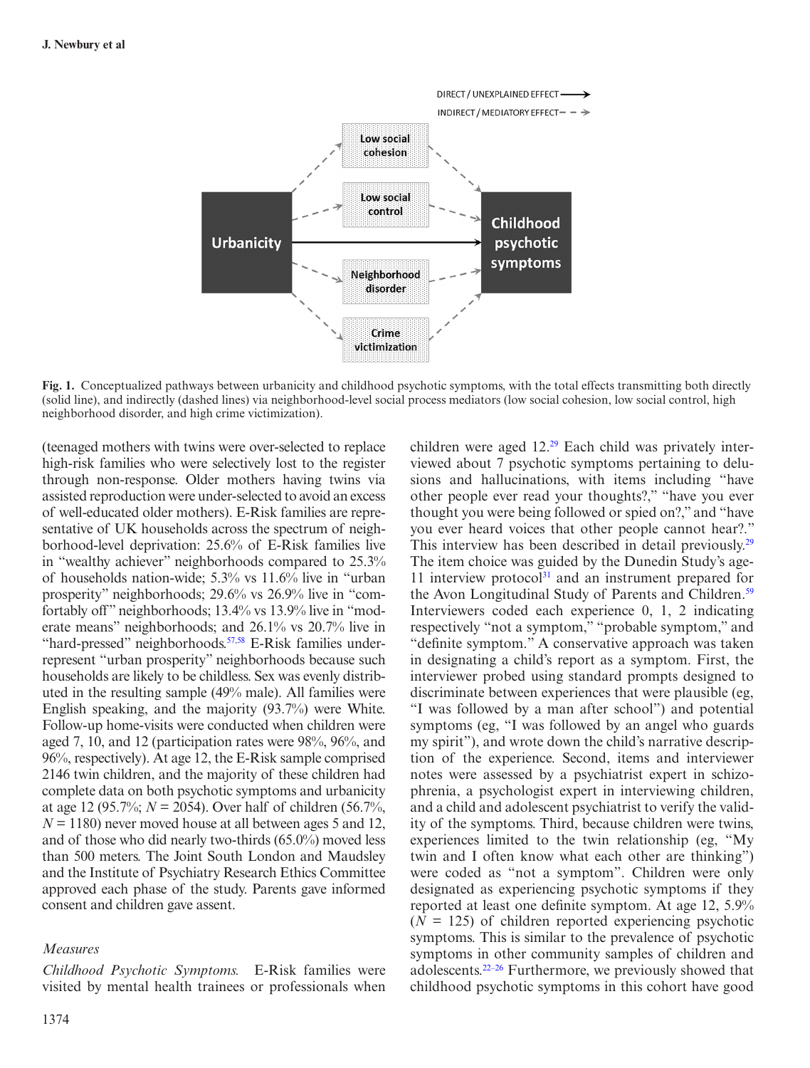Fig. 1. Conceptualized pathways between urbanicity and childhood psychotic symptoms, with the total effects transmitting both directly (solid line), and indirectly (dashed lines) via neighborhood-level social process mediators (low social cohesion, low social control, high neighborhood disorder, and high crime victimization).

(teenaged mothers with twins were over-selected to replace high-risk families who were selectively lost to the register through non-response. Older mothers having twins via assisted reproduction were under-selected to avoid an excess of well-educated older mothers). E-Risk families are representative of UK households across the spectrum of neighborhood-level deprivation: 25.6% of E-Risk families live in "wealthy achiever" neighborhoods compared to 25.3% of households nation-wide; 5.3% vs 11.6% live in "urban prosperity" neighborhoods; 29.6% vs 26.9% live in "comfortably off" neighborhoods; 13.4% vs 13.9% live in "moderate means" neighborhoods; and 26.1% vs 20.7% live in "hard-pressed" neighborhoods.[57,58] E-Risk families underrepresent "urban prosperity" neighborhoods because such households are likely to be childless. Sex was evenly distributed in the resulting sample (49% male). All families were English speaking, and the majority (93.7%) were White. Follow-up home-visits were conducted when children were aged 7, 10, and 12 (participation rates were 98%, 96%, and 96%, respectively). At age 12, the E-Risk sample comprised 2146 twin children, and the majority of these children had complete data on both psychotic symptoms and urbanicity at age 12 (95.7%; *N* = 2054). Over half of children (56.7%, *N* = 1180) never moved house at all between ages 5 and 12, and of those who did nearly two-thirds (65.0%) moved less than 500 meters. The Joint South London and Maudsley and the Institute of Psychiatry Research Ethics Committee approved each phase of the study. Parents gave informed consent and children gave assent.

### *Measures*

*Childhood Psychotic Symptoms.* E-Risk families were visited by mental health trainees or professionals when children were aged 12.[29] Each child was privately interviewed about 7 psychotic symptoms pertaining to delusions and hallucinations, with items including "have other people ever read your thoughts?," "have you ever thought you were being followed or spied on?," and "have you ever heard voices that other people cannot hear?." This interview has been described in detail previously.[29] The item choice was guided by the Dunedin Study's age-11 interview protocol[31] and an instrument prepared for the Avon Longitudinal Study of Parents and Children.[59] Interviewers coded each experience 0, 1, 2 indicating respectively "not a symptom," "probable symptom," and "definite symptom." A conservative approach was taken in designating a child's report as a symptom. First, the interviewer probed using standard prompts designed to discriminate between experiences that were plausible (eg, "I was followed by a man after school") and potential symptoms (eg, "I was followed by an angel who guards my spirit"), and wrote down the child's narrative description of the experience. Second, items and interviewer notes were assessed by a psychiatrist expert in schizophrenia, a psychologist expert in interviewing children, and a child and adolescent psychiatrist to verify the validity of the symptoms. Third, because children were twins, experiences limited to the twin relationship (eg, "My twin and I often know what each other are thinking") were coded as "not a symptom". Children were only designated as experiencing psychotic symptoms if they reported at least one definite symptom. At age 12, 5.9% (*N* = 125) of children reported experiencing psychotic symptoms. This is similar to the prevalence of psychotic symptoms in other community samples of children and adolescents.[22–26] Furthermore, we previously showed that childhood psychotic symptoms in this cohort have good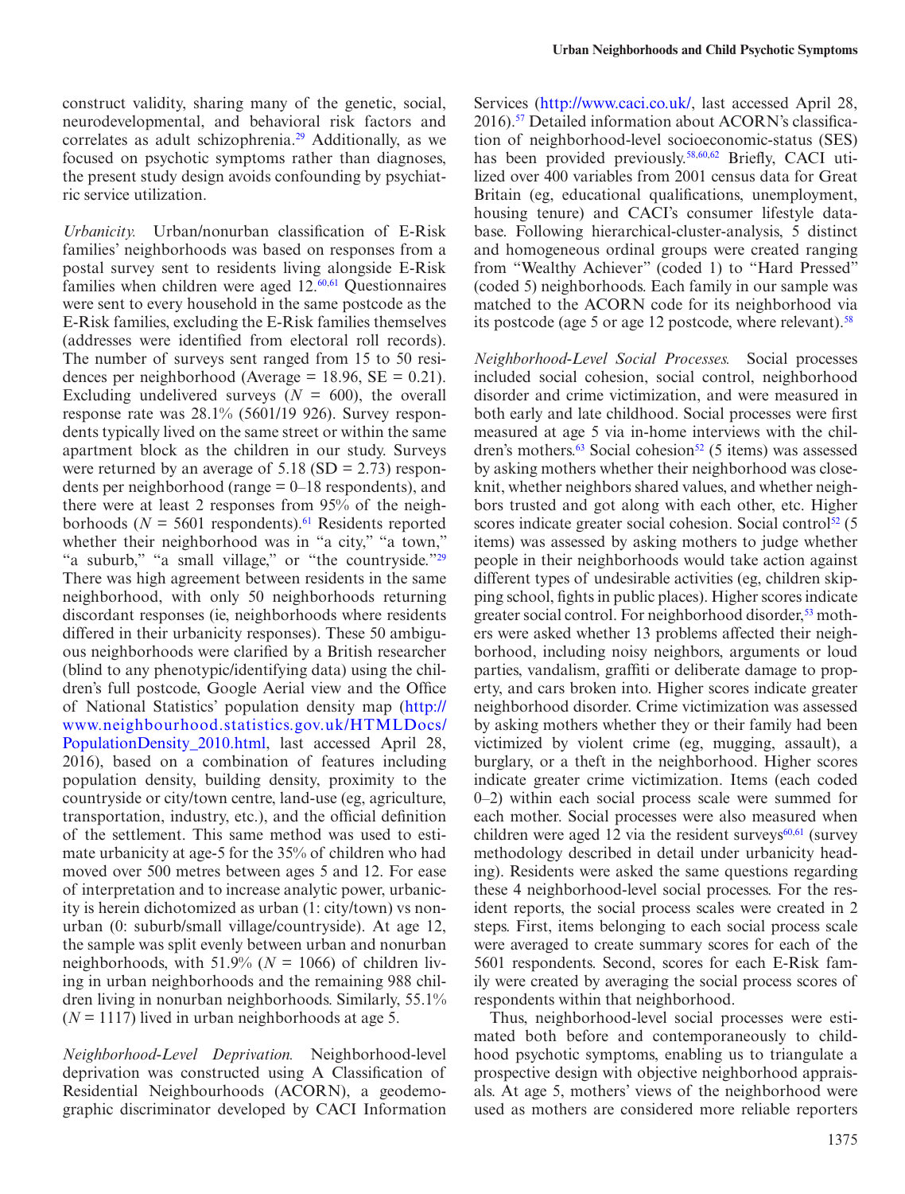construct validity, sharing many of the genetic, social, neurodevelopmental, and behavioral risk factors and correlates as adult schizophrenia.[29] Additionally, as we focused on psychotic symptoms rather than diagnoses, the present study design avoids confounding by psychiatric service utilization.

*Urbanicity.* Urban/nonurban classification of E-Risk families' neighborhoods was based on responses from a postal survey sent to residents living alongside E-Risk families when children were aged 12.[60,61] Questionnaires were sent to every household in the same postcode as the E-Risk families, excluding the E-Risk families themselves (addresses were identified from electoral roll records). The number of surveys sent ranged from 15 to 50 residences per neighborhood (Average = 18.96, SE = 0.21). Excluding undelivered surveys (*N* = 600), the overall response rate was 28.1% (5601/19 926). Survey respondents typically lived on the same street or within the same apartment block as the children in our study. Surveys were returned by an average of 5.18 (SD = 2.73) respondents per neighborhood (range = 0–18 respondents), and there were at least 2 responses from 95% of the neighborhoods (*N* = 5601 respondents).[61] Residents reported whether their neighborhood was in "a city," "a town," "a suburb," "a small village," or "the countryside."[29] There was high agreement between residents in the same neighborhood, with only 50 neighborhoods returning discordant responses (ie, neighborhoods where residents differed in their urbanicity responses). These 50 ambiguous neighborhoods were clarified by a British researcher (blind to any phenotypic/identifying data) using the children's full postcode, Google Aerial view and the Office of National Statistics' population density map (http://www.neighbourhood.statistics.gov.uk/HTMLDocs/PopulationDensity_2010.html, last accessed April 28, 2016), based on a combination of features including population density, building density, proximity to the countryside or city/town centre, land-use (eg, agriculture, transportation, industry, etc.), and the official definition of the settlement. This same method was used to estimate urbanicity at age-5 for the 35% of children who had moved over 500 metres between ages 5 and 12. For ease of interpretation and to increase analytic power, urbanicity is herein dichotomized as urban (1: city/town) vs nonurban (0: suburb/small village/countryside). At age 12, the sample was split evenly between urban and nonurban neighborhoods, with 51.9% (*N* = 1066) of children living in urban neighborhoods and the remaining 988 children living in nonurban neighborhoods. Similarly, 55.1% (*N* = 1117) lived in urban neighborhoods at age 5.

*Neighborhood-Level Deprivation.* Neighborhood-level deprivation was constructed using A Classification of Residential Neighbourhoods (ACORN), a geodemographic discriminator developed by CACI Information Services (http://www.caci.co.uk/, last accessed April 28, 2016).[57] Detailed information about ACORN's classification of neighborhood-level socioeconomic-status (SES) has been provided previously.[58,60,62] Briefly, CACI utilized over 400 variables from 2001 census data for Great Britain (eg, educational qualifications, unemployment, housing tenure) and CACI's consumer lifestyle database. Following hierarchical-cluster-analysis, 5 distinct and homogeneous ordinal groups were created ranging from "Wealthy Achiever" (coded 1) to "Hard Pressed" (coded 5) neighborhoods. Each family in our sample was matched to the ACORN code for its neighborhood via its postcode (age 5 or age 12 postcode, where relevant).[58]

*Neighborhood-Level Social Processes.* Social processes included social cohesion, social control, neighborhood disorder and crime victimization, and were measured in both early and late childhood. Social processes were first measured at age 5 via in-home interviews with the children's mothers.[63] Social cohesion[52] (5 items) was assessed by asking mothers whether their neighborhood was close-knit, whether neighbors shared values, and whether neighbors trusted and got along with each other, etc. Higher scores indicate greater social cohesion. Social control[52] (5 items) was assessed by asking mothers to judge whether people in their neighborhoods would take action against different types of undesirable activities (eg, children skipping school, fights in public places). Higher scores indicate greater social control. For neighborhood disorder,[53] mothers were asked whether 13 problems affected their neighborhood, including noisy neighbors, arguments or loud parties, vandalism, graffiti or deliberate damage to property, and cars broken into. Higher scores indicate greater neighborhood disorder. Crime victimization was assessed by asking mothers whether they or their family had been victimized by violent crime (eg, mugging, assault), a burglary, or a theft in the neighborhood. Higher scores indicate greater crime victimization. Items (each coded 0–2) within each social process scale were summed for each mother. Social processes were also measured when children were aged 12 via the resident surveys[60,61] (survey methodology described in detail under urbanicity heading). Residents were asked the same questions regarding these 4 neighborhood-level social processes. For the resident reports, the social process scales were created in 2 steps. First, items belonging to each social process scale were averaged to create summary scores for each of the 5601 respondents. Second, scores for each E-Risk family were created by averaging the social process scores of respondents within that neighborhood.

Thus, neighborhood-level social processes were estimated both before and contemporaneously to childhood psychotic symptoms, enabling us to triangulate a prospective design with objective neighborhood appraisals. At age 5, mothers' views of the neighborhood were used as mothers are considered more reliable reporters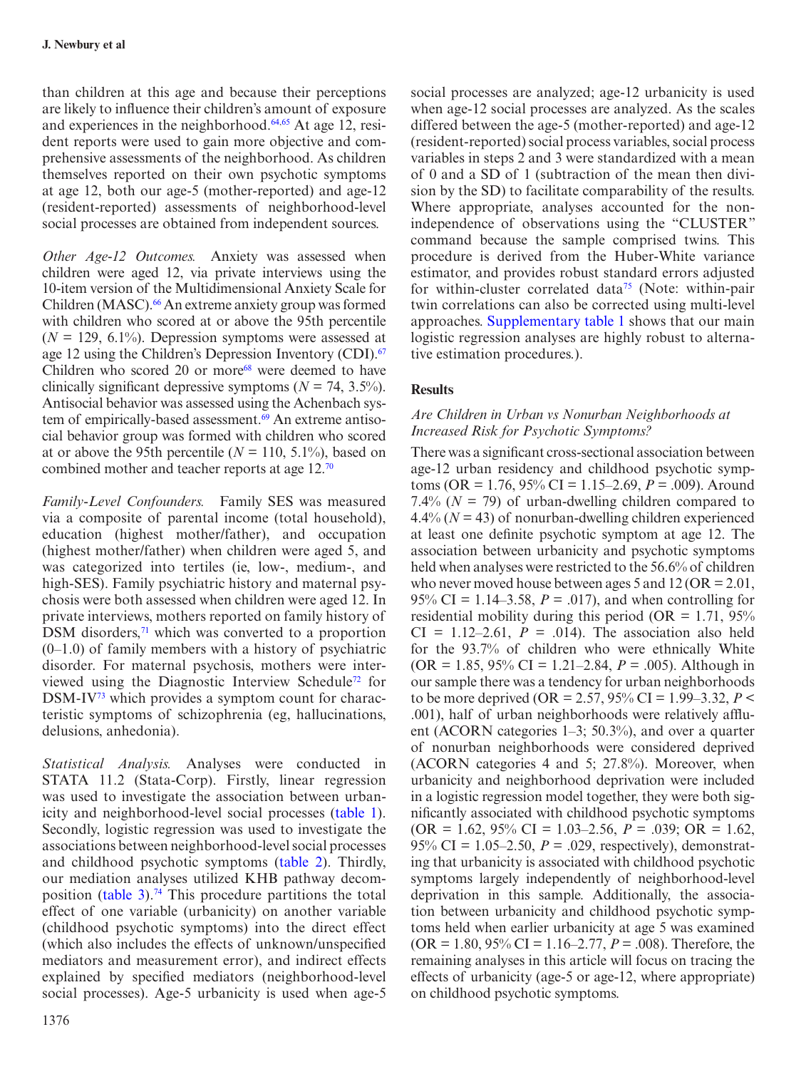than children at this age and because their perceptions are likely to influence their children's amount of exposure and experiences in the neighborhood.[64,65] At age 12, resident reports were used to gain more objective and comprehensive assessments of the neighborhood. As children themselves reported on their own psychotic symptoms at age 12, both our age-5 (mother-reported) and age-12 (resident-reported) assessments of neighborhood-level social processes are obtained from independent sources.

*Other Age-12 Outcomes.* Anxiety was assessed when children were aged 12, via private interviews using the 10-item version of the Multidimensional Anxiety Scale for Children (MASC).[66] An extreme anxiety group was formed with children who scored at or above the 95th percentile ($N$ = 129, 6.1%). Depression symptoms were assessed at age 12 using the Children's Depression Inventory (CDI).[67] Children who scored 20 or more[68] were deemed to have clinically significant depressive symptoms ($N$ = 74, 3.5%). Antisocial behavior was assessed using the Achenbach system of empirically-based assessment.[69] An extreme antisocial behavior group was formed with children who scored at or above the 95th percentile ($N$ = 110, 5.1%), based on combined mother and teacher reports at age 12.[70]

*Family-Level Confounders.* Family SES was measured via a composite of parental income (total household), education (highest mother/father), and occupation (highest mother/father) when children were aged 5, and was categorized into tertiles (ie, low-, medium-, and high-SES). Family psychiatric history and maternal psychosis were both assessed when children were aged 12. In private interviews, mothers reported on family history of DSM disorders,[71] which was converted to a proportion (0–1.0) of family members with a history of psychiatric disorder. For maternal psychosis, mothers were interviewed using the Diagnostic Interview Schedule[72] for DSM-IV[73] which provides a symptom count for characteristic symptoms of schizophrenia (eg, hallucinations, delusions, anhedonia).

*Statistical Analysis.* Analyses were conducted in STATA 11.2 (Stata-Corp). Firstly, linear regression was used to investigate the association between urbanicity and neighborhood-level social processes (table 1). Secondly, logistic regression was used to investigate the associations between neighborhood-level social processes and childhood psychotic symptoms (table 2). Thirdly, our mediation analyses utilized KHB pathway decomposition (table 3).[74] This procedure partitions the total effect of one variable (urbanicity) on another variable (childhood psychotic symptoms) into the direct effect (which also includes the effects of unknown/unspecified mediators and measurement error), and indirect effects explained by specified mediators (neighborhood-level social processes). Age-5 urbanicity is used when age-5 social processes are analyzed; age-12 urbanicity is used when age-12 social processes are analyzed. As the scales differed between the age-5 (mother-reported) and age-12 (resident-reported) social process variables, social process variables in steps 2 and 3 were standardized with a mean of 0 and a SD of 1 (subtraction of the mean then division by the SD) to facilitate comparability of the results. Where appropriate, analyses accounted for the non-independence of observations using the "CLUSTER" command because the sample comprised twins. This procedure is derived from the Huber-White variance estimator, and provides robust standard errors adjusted for within-cluster correlated data[75] (Note: within-pair twin correlations can also be corrected using multi-level approaches. Supplementary table 1 shows that our main logistic regression analyses are highly robust to alternative estimation procedures.).

## Results

### *Are Children in Urban vs Nonurban Neighborhoods at Increased Risk for Psychotic Symptoms?*

There was a significant cross-sectional association between age-12 urban residency and childhood psychotic symptoms (OR = 1.76, 95% CI = 1.15–2.69, $P$ = .009). Around 7.4% ($N$ = 79) of urban-dwelling children compared to 4.4% ($N$ = 43) of nonurban-dwelling children experienced at least one definite psychotic symptom at age 12. The association between urbanicity and psychotic symptoms held when analyses were restricted to the 56.6% of children who never moved house between ages 5 and 12 (OR = 2.01, 95% CI = 1.14–3.58, $P$ = .017), and when controlling for residential mobility during this period (OR = 1.71, 95% CI = 1.12–2.61, $P$ = .014). The association also held for the 93.7% of children who were ethnically White (OR = 1.85, 95% CI = 1.21–2.84, $P$ = .005). Although in our sample there was a tendency for urban neighborhoods to be more deprived (OR = 2.57, 95% CI = 1.99–3.32, $P$ < .001), half of urban neighborhoods were relatively affluent (ACORN categories 1–3; 50.3%), and over a quarter of nonurban neighborhoods were considered deprived (ACORN categories 4 and 5; 27.8%). Moreover, when urbanicity and neighborhood deprivation were included in a logistic regression model together, they were both significantly associated with childhood psychotic symptoms (OR = 1.62, 95% CI = 1.03–2.56, $P$ = .039; OR = 1.62, 95% CI = 1.05–2.50, $P$ = .029, respectively), demonstrating that urbanicity is associated with childhood psychotic symptoms largely independently of neighborhood-level deprivation in this sample. Additionally, the association between urbanicity and childhood psychotic symptoms held when earlier urbanicity at age 5 was examined (OR = 1.80, 95% CI = 1.16–2.77, $P$ = .008). Therefore, the remaining analyses in this article will focus on tracing the effects of urbanicity (age-5 or age-12, where appropriate) on childhood psychotic symptoms.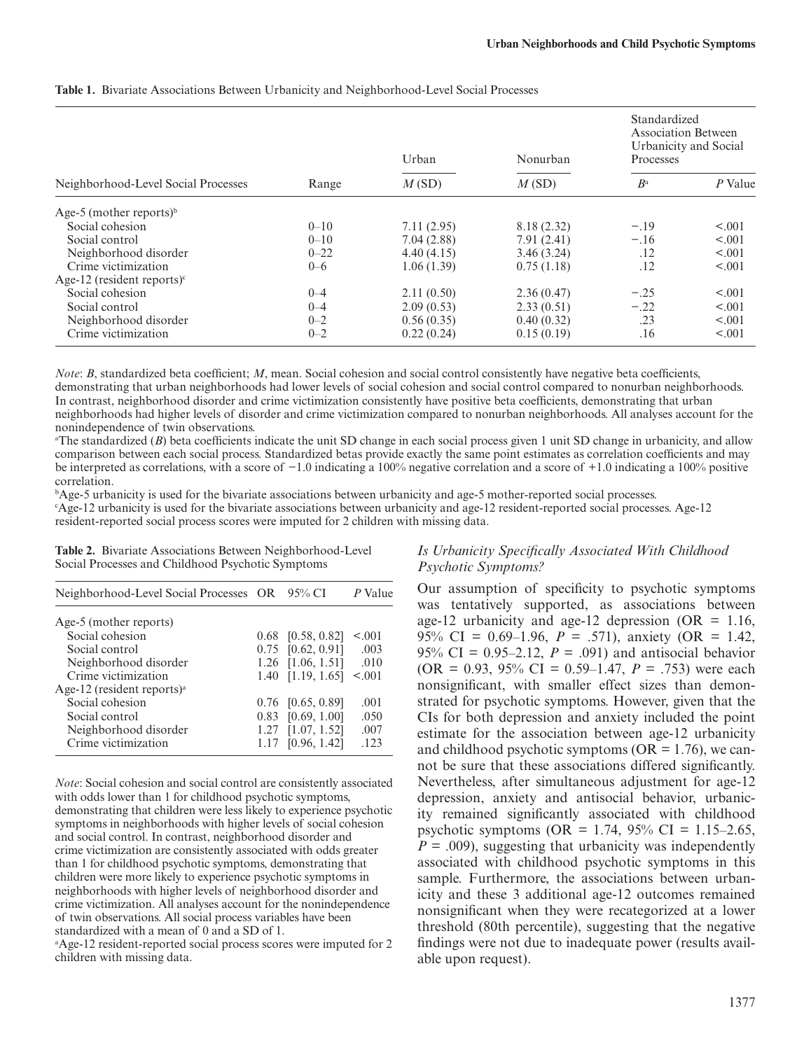**Table 1.** Bivariate Associations Between Urbanicity and Neighborhood-Level Social Processes

| Neighborhood-Level Social Processes | Range | Urban | Nonurban | Standardized Association Between Urbanicity and Social Processes | |
|---|---|---|---|---|---|
| | | *M* (SD) | *M* (SD) | *B*[a] | *P* Value |
| Age-5 (mother reports)[b] | | | | | |
| Social cohesion | 0–10 | 7.11 (2.95) | 8.18 (2.32) | −.19 | <.001 |
| Social control | 0–10 | 7.04 (2.88) | 7.91 (2.41) | −.16 | <.001 |
| Neighborhood disorder | 0–22 | 4.40 (4.15) | 3.46 (3.24) | .12 | <.001 |
| Crime victimization | 0–6 | 1.06 (1.39) | 0.75 (1.18) | .12 | <.001 |
| Age-12 (resident reports)[c] | | | | | |
| Social cohesion | 0–4 | 2.11 (0.50) | 2.36 (0.47) | −.25 | <.001 |
| Social control | 0–4 | 2.09 (0.53) | 2.33 (0.51) | −.22 | <.001 |
| Neighborhood disorder | 0–2 | 0.56 (0.35) | 0.40 (0.32) | .23 | <.001 |
| Crime victimization | 0–2 | 0.22 (0.24) | 0.15 (0.19) | .16 | <.001 |

*Note*: *B*, standardized beta coefficient; *M*, mean. Social cohesion and social control consistently have negative beta coefficients, demonstrating that urban neighborhoods had lower levels of social cohesion and social control compared to nonurban neighborhoods. In contrast, neighborhood disorder and crime victimization consistently have positive beta coefficients, demonstrating that urban neighborhoods had higher levels of disorder and crime victimization compared to nonurban neighborhoods. All analyses account for the nonindependence of twin observations.

[a]The standardized (*B*) beta coefficients indicate the unit SD change in each social process given 1 unit SD change in urbanicity, and allow comparison between each social process. Standardized betas provide exactly the same point estimates as correlation coefficients and may be interpreted as correlations, with a score of −1.0 indicating a 100% negative correlation and a score of +1.0 indicating a 100% positive correlation.

[b]Age-5 urbanicity is used for the bivariate associations between urbanicity and age-5 mother-reported social processes.

[c]Age-12 urbanicity is used for the bivariate associations between urbanicity and age-12 resident-reported social processes. Age-12 resident-reported social process scores were imputed for 2 children with missing data.

**Table 2.** Bivariate Associations Between Neighborhood-Level Social Processes and Childhood Psychotic Symptoms

| Neighborhood-Level Social Processes | OR | 95% CI | *P* Value |
|---|---|---|---|
| Age-5 (mother reports) | | | |
| Social cohesion | 0.68 | [0.58, 0.82] | <.001 |
| Social control | 0.75 | [0.62, 0.91] | .003 |
| Neighborhood disorder | 1.26 | [1.06, 1.51] | .010 |
| Crime victimization | 1.40 | [1.19, 1.65] | <.001 |
| Age-12 (resident reports)[a] | | | |
| Social cohesion | 0.76 | [0.65, 0.89] | .001 |
| Social control | 0.83 | [0.69, 1.00] | .050 |
| Neighborhood disorder | 1.27 | [1.07, 1.52] | .007 |
| Crime victimization | 1.17 | [0.96, 1.42] | .123 |

*Note*: Social cohesion and social control are consistently associated with odds lower than 1 for childhood psychotic symptoms, demonstrating that children were less likely to experience psychotic symptoms in neighborhoods with higher levels of social cohesion and social control. In contrast, neighborhood disorder and crime victimization are consistently associated with odds greater than 1 for childhood psychotic symptoms, demonstrating that children were more likely to experience psychotic symptoms in neighborhoods with higher levels of neighborhood disorder and crime victimization. All analyses account for the nonindependence of twin observations. All social process variables have been standardized with a mean of 0 and a SD of 1.

[a]Age-12 resident-reported social process scores were imputed for 2 children with missing data.

### *Is Urbanicity Specifically Associated With Childhood Psychotic Symptoms?*

Our assumption of specificity to psychotic symptoms was tentatively supported, as associations between age-12 urbanicity and age-12 depression (OR = 1.16, 95% CI = 0.69–1.96, *P* = .571), anxiety (OR = 1.42, 95% CI = 0.95–2.12, *P* = .091) and antisocial behavior (OR = 0.93, 95% CI = 0.59–1.47, *P* = .753) were each nonsignificant, with smaller effect sizes than demonstrated for psychotic symptoms. However, given that the CIs for both depression and anxiety included the point estimate for the association between age-12 urbanicity and childhood psychotic symptoms (OR = 1.76), we cannot be sure that these associations differed significantly. Nevertheless, after simultaneous adjustment for age-12 depression, anxiety and antisocial behavior, urbanicity remained significantly associated with childhood psychotic symptoms (OR = 1.74, 95% CI = 1.15–2.65, *P* = .009), suggesting that urbanicity was independently associated with childhood psychotic symptoms in this sample. Furthermore, the associations between urbanicity and these 3 additional age-12 outcomes remained nonsignificant when they were recategorized at a lower threshold (80th percentile), suggesting that the negative findings were not due to inadequate power (results available upon request).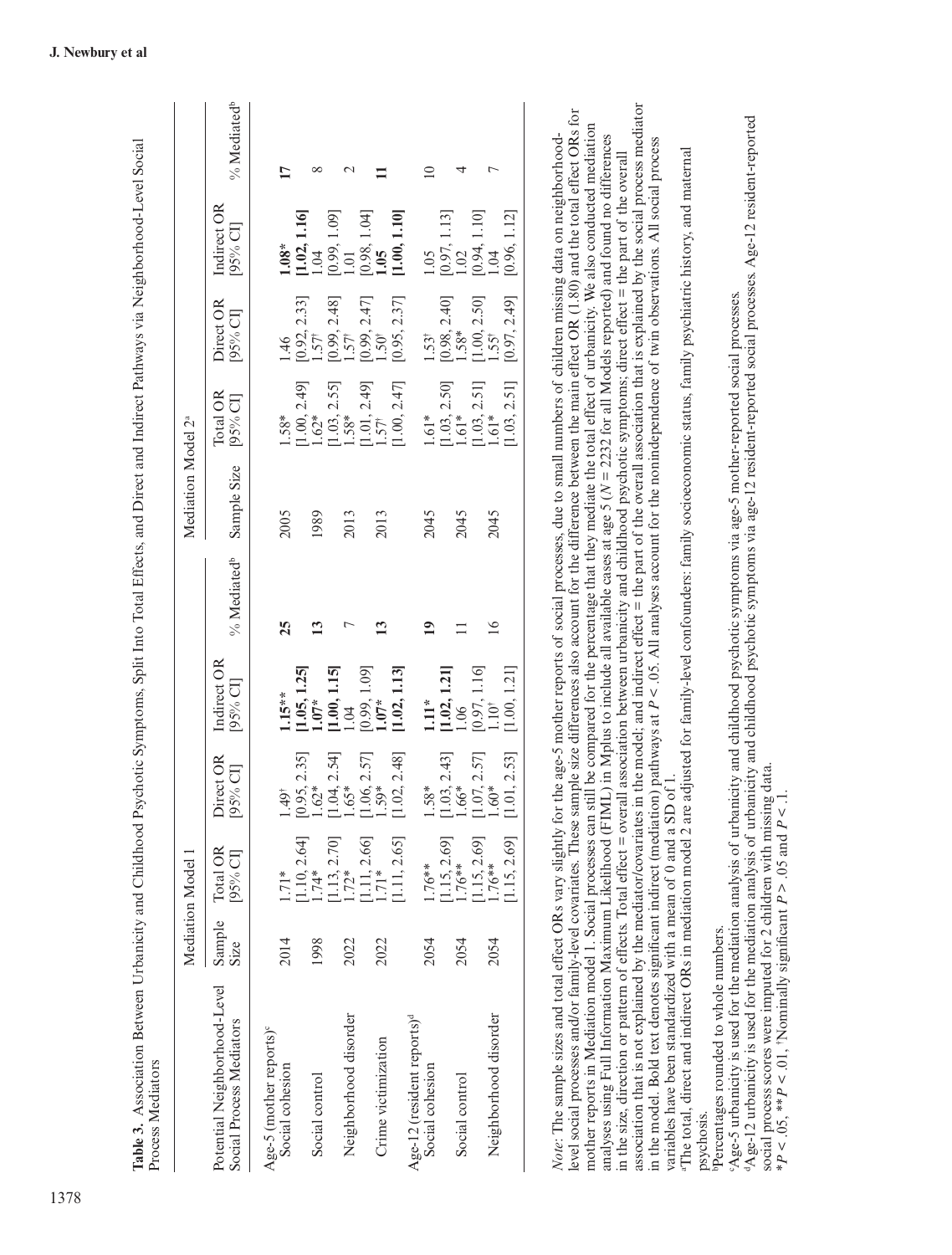**Table 3.** Association Between Urbanicity and Childhood Psychotic Symptoms, Split Into Total Effects, and Direct and Indirect Pathways via Neighborhood-Level Social Process Mediators

| Potential Neighborhood-Level Social Process Mediators | Mediation Model 1 | | | | | Mediation Model 2[a] | | | | |
|---|---|---|---|---|---|---|---|---|---|---|
| | Sample Size | Total OR [95% CI] | Direct OR [95% CI] | Indirect OR [95% CI] | % Mediated[b] | Sample Size | Total OR [95% CI] | Direct OR [95% CI] | Indirect OR [95% CI] | % Mediated[b] |
| Age-5 (mother reports)[c] | | | | | | | | | | |
| Social cohesion | 2014 | 1.71* [1.10, 2.64] | 1.49† [0.95, 2.35] | **1.15**** **[1.05, 1.25]** | **25** | 2005 | 1.58* [1.00, 2.49] | 1.46 [0.92, 2.33] | **1.08*** **[1.02, 1.16]** | **17** |
| Social control | 1998 | 1.74* [1.13, 2.70] | 1.62* [1.04, 2.54] | **1.07*** **[1.00, 1.15]** | **13** | 1989 | 1.62* [1.03, 2.55] | 1.57† [0.99, 2.48] | 1.04 [0.99, 1.09] | 8 |
| Neighborhood disorder | 2022 | 1.72* [1.11, 2.66] | 1.65* [1.06, 2.57] | 1.04 [0.99, 1.09] | 7 | 2013 | 1.58* [1.01, 2.49] | 1.57† [0.99, 2.47] | 1.01 [0.98, 1.04] | 2 |
| Crime victimization | 2022 | 1.71* [1.11, 2.65] | 1.59* [1.02, 2.48] | **1.07*** **[1.02, 1.13]** | **13** | 2013 | 1.57† [1.00, 2.47] | 1.50† [0.95, 2.37] | **1.05** **[1.00, 1.10]** | **11** |
| Age-12 (resident reports)[d] | | | | | | | | | | |
| Social cohesion | 2054 | 1.76** [1.15, 2.69] | 1.58* [1.03, 2.43] | **1.11*** **[1.02, 1.21]** | **19** | 2045 | 1.61* [1.03, 2.50] | 1.53† [0.98, 2.40] | 1.05 [0.97, 1.13] | 10 |
| Social control | 2054 | 1.76** [1.15, 2.69] | 1.66* [1.07, 2.57] | 1.06 [0.97, 1.16] | 11 | 2045 | 1.61* [1.03, 2.51] | 1.58* [1.00, 2.50] | 1.02 [0.94, 1.10] | 4 |
| Neighborhood disorder | 2054 | 1.76** [1.15, 2.69] | 1.60* [1.01, 2.53] | 1.10† [1.00, 1.21] | 16 | 2045 | 1.61* [1.03, 2.51] | 1.55† [0.97, 2.49] | 1.04 [0.96, 1.12] | 7 |

*Note*: The sample sizes and total effect ORs vary slightly for the age-5 mother reports of social processes, due to small numbers of children missing data on neighborhood-level social processes and/or family-level covariates. These sample size differences also account for the difference between the main effect OR (1.80) and the total effect ORs for mother reports in Mediation model 1. Social processes can still be compared for the percentage that they mediate the total effect of urbanicity. We also conducted mediation analyses using Full Information Maximum Likelihood (FIML) in Mplus to include all available cases at age 5 (*N* = 2232 for all Models reported) and found no differences in the size, direction or pattern of effects. Total effect = overall association between urbanicity and childhood psychotic symptoms; direct effect = the part of the overall association that is not explained by the mediator/covariates in the model; and indirect effect = the part of the overall association that is explained by the social process mediator in the model. Bold text denotes significant indirect (mediation) pathways at *P* < .05. All analyses account for the nonindependence of twin observations. All social process variables have been standardized with a mean of 0 and a SD of 1.

[a]The total, direct and indirect ORs in mediation model 2 are adjusted for family-level confounders: family socioeconomic status, family psychiatric history, and maternal psychosis.

[b]Percentages rounded to whole numbers.

[c]Age-5 urbanicity is used for the mediation analysis of urbanicity and childhood psychotic symptoms via age-5 mother-reported social processes.

[d]Age-12 urbanicity is used for the mediation analysis of urbanicity and childhood psychotic symptoms via age-12 resident-reported social processes. Age-12 resident-reported social process scores were imputed for 2 children with missing data.

**P* < .05, ***P* < .01, †Nominally significant *P* > .05 and *P* < .1.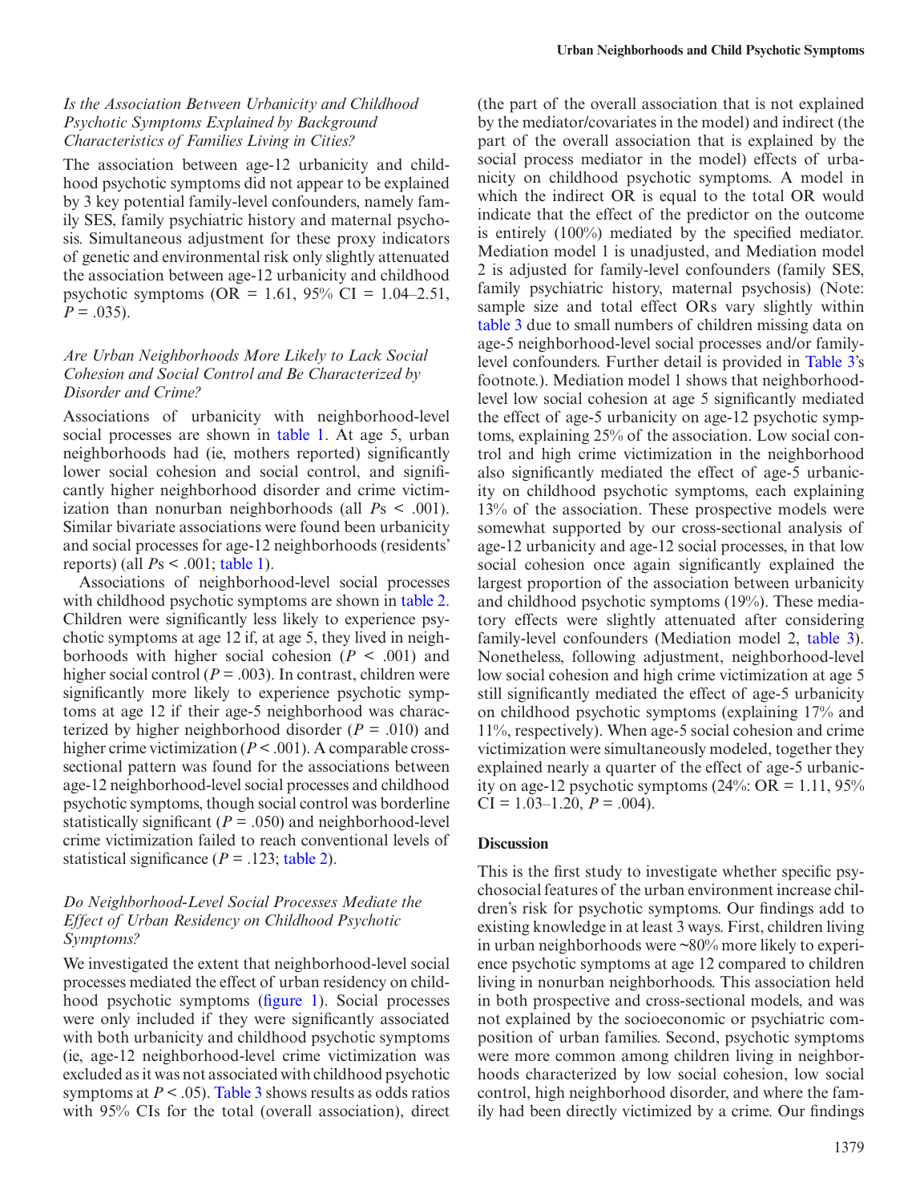### *Is the Association Between Urbanicity and Childhood Psychotic Symptoms Explained by Background Characteristics of Families Living in Cities?*

The association between age-12 urbanicity and childhood psychotic symptoms did not appear to be explained by 3 key potential family-level confounders, namely family SES, family psychiatric history and maternal psychosis. Simultaneous adjustment for these proxy indicators of genetic and environmental risk only slightly attenuated the association between age-12 urbanicity and childhood psychotic symptoms (OR = 1.61, 95% CI = 1.04–2.51, $P = .035$).

### *Are Urban Neighborhoods More Likely to Lack Social Cohesion and Social Control and Be Characterized by Disorder and Crime?*

Associations of urbanicity with neighborhood-level social processes are shown in table 1. At age 5, urban neighborhoods had (ie, mothers reported) significantly lower social cohesion and social control, and significantly higher neighborhood disorder and crime victimization than nonurban neighborhoods (all $P$s < .001). Similar bivariate associations were found been urbanicity and social processes for age-12 neighborhoods (residents' reports) (all $P$s < .001; table 1).

Associations of neighborhood-level social processes with childhood psychotic symptoms are shown in table 2. Children were significantly less likely to experience psychotic symptoms at age 12 if, at age 5, they lived in neighborhoods with higher social cohesion ($P < .001$) and higher social control ($P = .003$). In contrast, children were significantly more likely to experience psychotic symptoms at age 12 if their age-5 neighborhood was characterized by higher neighborhood disorder ($P = .010$) and higher crime victimization ($P < .001$). A comparable cross-sectional pattern was found for the associations between age-12 neighborhood-level social processes and childhood psychotic symptoms, though social control was borderline statistically significant ($P = .050$) and neighborhood-level crime victimization failed to reach conventional levels of statistical significance ($P = .123$; table 2).

### *Do Neighborhood-Level Social Processes Mediate the Effect of Urban Residency on Childhood Psychotic Symptoms?*

We investigated the extent that neighborhood-level social processes mediated the effect of urban residency on childhood psychotic symptoms (figure 1). Social processes were only included if they were significantly associated with both urbanicity and childhood psychotic symptoms (ie, age-12 neighborhood-level crime victimization was excluded as it was not associated with childhood psychotic symptoms at $P < .05$). Table 3 shows results as odds ratios with 95% CIs for the total (overall association), direct (the part of the overall association that is not explained by the mediator/covariates in the model) and indirect (the part of the overall association that is explained by the social process mediator in the model) effects of urbanicity on childhood psychotic symptoms. A model in which the indirect OR is equal to the total OR would indicate that the effect of the predictor on the outcome is entirely (100%) mediated by the specified mediator. Mediation model 1 is unadjusted, and Mediation model 2 is adjusted for family-level confounders (family SES, family psychiatric history, maternal psychosis) (Note: sample size and total effect ORs vary slightly within table 3 due to small numbers of children missing data on age-5 neighborhood-level social processes and/or family-level confounders. Further detail is provided in Table 3's footnote.). Mediation model 1 shows that neighborhood-level low social cohesion at age 5 significantly mediated the effect of age-5 urbanicity on age-12 psychotic symptoms, explaining 25% of the association. Low social control and high crime victimization in the neighborhood also significantly mediated the effect of age-5 urbanicity on childhood psychotic symptoms, each explaining 13% of the association. These prospective models were somewhat supported by our cross-sectional analysis of age-12 urbanicity and age-12 social processes, in that low social cohesion once again significantly explained the largest proportion of the association between urbanicity and childhood psychotic symptoms (19%). These mediatory effects were slightly attenuated after considering family-level confounders (Mediation model 2, table 3). Nonetheless, following adjustment, neighborhood-level low social cohesion and high crime victimization at age 5 still significantly mediated the effect of age-5 urbanicity on childhood psychotic symptoms (explaining 17% and 11%, respectively). When age-5 social cohesion and crime victimization were simultaneously modeled, together they explained nearly a quarter of the effect of age-5 urbanicity on age-12 psychotic symptoms (24%: OR = 1.11, 95% CI = 1.03–1.20, $P = .004$).

## Discussion

This is the first study to investigate whether specific psychosocial features of the urban environment increase children's risk for psychotic symptoms. Our findings add to existing knowledge in at least 3 ways. First, children living in urban neighborhoods were ~80% more likely to experience psychotic symptoms at age 12 compared to children living in nonurban neighborhoods. This association held in both prospective and cross-sectional models, and was not explained by the socioeconomic or psychiatric composition of urban families. Second, psychotic symptoms were more common among children living in neighborhoods characterized by low social cohesion, low social control, high neighborhood disorder, and where the family had been directly victimized by a crime. Our findings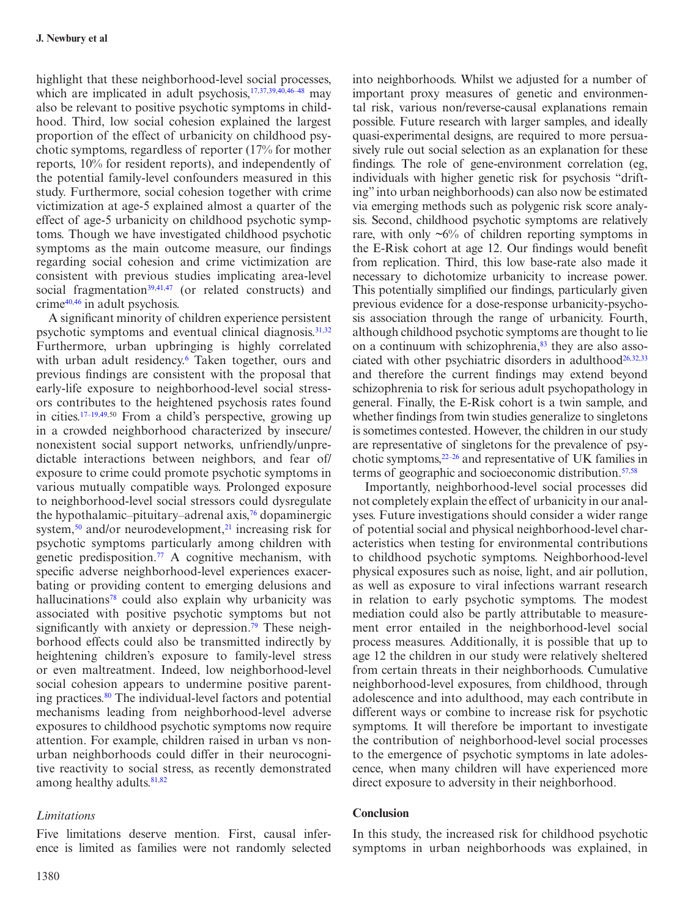highlight that these neighborhood-level social processes, which are implicated in adult psychosis,[17,37,39,40,46–48] may also be relevant to positive psychotic symptoms in childhood. Third, low social cohesion explained the largest proportion of the effect of urbanicity on childhood psychotic symptoms, regardless of reporter (17% for mother reports, 10% for resident reports), and independently of the potential family-level confounders measured in this study. Furthermore, social cohesion together with crime victimization at age-5 explained almost a quarter of the effect of age-5 urbanicity on childhood psychotic symptoms. Though we have investigated childhood psychotic symptoms as the main outcome measure, our findings regarding social cohesion and crime victimization are consistent with previous studies implicating area-level social fragmentation[39,41,47] (or related constructs) and crime[40,46] in adult psychosis.

A significant minority of children experience persistent psychotic symptoms and eventual clinical diagnosis.[31,32] Furthermore, urban upbringing is highly correlated with urban adult residency.[6] Taken together, ours and previous findings are consistent with the proposal that early-life exposure to neighborhood-level social stressors contributes to the heightened psychosis rates found in cities.[17–19,49,50] From a child's perspective, growing up in a crowded neighborhood characterized by insecure/nonexistent social support networks, unfriendly/unpredictable interactions between neighbors, and fear of/exposure to crime could promote psychotic symptoms in various mutually compatible ways. Prolonged exposure to neighborhood-level social stressors could dysregulate the hypothalamic–pituitary–adrenal axis,[76] dopaminergic system,[50] and/or neurodevelopment,[21] increasing risk for psychotic symptoms particularly among children with genetic predisposition.[77] A cognitive mechanism, with specific adverse neighborhood-level experiences exacerbating or providing content to emerging delusions and hallucinations[78] could also explain why urbanicity was associated with positive psychotic symptoms but not significantly with anxiety or depression.[79] These neighborhood effects could also be transmitted indirectly by heightening children's exposure to family-level stress or even maltreatment. Indeed, low neighborhood-level social cohesion appears to undermine positive parenting practices.[80] The individual-level factors and potential mechanisms leading from neighborhood-level adverse exposures to childhood psychotic symptoms now require attention. For example, children raised in urban vs non-urban neighborhoods could differ in their neurocognitive reactivity to social stress, as recently demonstrated among healthy adults.[81,82]

### *Limitations*

Five limitations deserve mention. First, causal inference is limited as families were not randomly selected into neighborhoods. Whilst we adjusted for a number of important proxy measures of genetic and environmental risk, various non/reverse-causal explanations remain possible. Future research with larger samples, and ideally quasi-experimental designs, are required to more persuasively rule out social selection as an explanation for these findings. The role of gene-environment correlation (eg, individuals with higher genetic risk for psychosis "drifting" into urban neighborhoods) can also now be estimated via emerging methods such as polygenic risk score analysis. Second, childhood psychotic symptoms are relatively rare, with only ~6% of children reporting symptoms in the E-Risk cohort at age 12. Our findings would benefit from replication. Third, this low base-rate also made it necessary to dichotomize urbanicity to increase power. This potentially simplified our findings, particularly given previous evidence for a dose-response urbanicity-psychosis association through the range of urbanicity. Fourth, although childhood psychotic symptoms are thought to lie on a continuum with schizophrenia,[83] they are also associated with other psychiatric disorders in adulthood[26,32,33] and therefore the current findings may extend beyond schizophrenia to risk for serious adult psychopathology in general. Finally, the E-Risk cohort is a twin sample, and whether findings from twin studies generalize to singletons is sometimes contested. However, the children in our study are representative of singletons for the prevalence of psychotic symptoms,[22–26] and representative of UK families in terms of geographic and socioeconomic distribution.[57,58]

Importantly, neighborhood-level social processes did not completely explain the effect of urbanicity in our analyses. Future investigations should consider a wider range of potential social and physical neighborhood-level characteristics when testing for environmental contributions to childhood psychotic symptoms. Neighborhood-level physical exposures such as noise, light, and air pollution, as well as exposure to viral infections warrant research in relation to early psychotic symptoms. The modest mediation could also be partly attributable to measurement error entailed in the neighborhood-level social process measures. Additionally, it is possible that up to age 12 the children in our study were relatively sheltered from certain threats in their neighborhoods. Cumulative neighborhood-level exposures, from childhood, through adolescence and into adulthood, may each contribute in different ways or combine to increase risk for psychotic symptoms. It will therefore be important to investigate the contribution of neighborhood-level social processes to the emergence of psychotic symptoms in late adolescence, when many children will have experienced more direct exposure to adversity in their neighborhood.

## Conclusion

In this study, the increased risk for childhood psychotic symptoms in urban neighborhoods was explained, in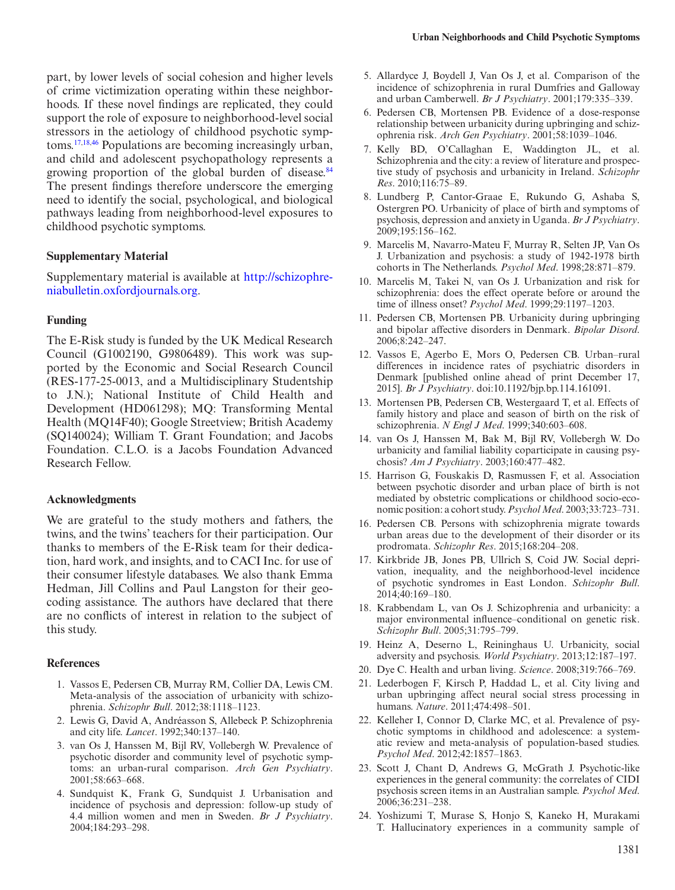part, by lower levels of social cohesion and higher levels of crime victimization operating within these neighborhoods. If these novel findings are replicated, they could support the role of exposure to neighborhood-level social stressors in the aetiology of childhood psychotic symptoms.[17,18,46] Populations are becoming increasingly urban, and child and adolescent psychopathology represents a growing proportion of the global burden of disease.[84] The present findings therefore underscore the emerging need to identify the social, psychological, and biological pathways leading from neighborhood-level exposures to childhood psychotic symptoms.

## Supplementary Material

Supplementary material is available at http://schizophreniabulletin.oxfordjournals.org.

## Funding

The E-Risk study is funded by the UK Medical Research Council (G1002190, G9806489). This work was supported by the Economic and Social Research Council (RES-177-25-0013, and a Multidisciplinary Studentship to J.N.); National Institute of Child Health and Development (HD061298); MQ: Transforming Mental Health (MQ14F40); Google Streetview; British Academy (SQ140024); William T. Grant Foundation; and Jacobs Foundation. C.L.O. is a Jacobs Foundation Advanced Research Fellow.

## Acknowledgments

We are grateful to the study mothers and fathers, the twins, and the twins' teachers for their participation. Our thanks to members of the E-Risk team for their dedication, hard work, and insights, and to CACI Inc. for use of their consumer lifestyle databases. We also thank Emma Hedman, Jill Collins and Paul Langston for their geocoding assistance. The authors have declared that there are no conflicts of interest in relation to the subject of this study.

## References

1. Vassos E, Pedersen CB, Murray RM, Collier DA, Lewis CM. Meta-analysis of the association of urbanicity with schizophrenia. *Schizophr Bull*. 2012;38:1118–1123.
2. Lewis G, David A, Andréasson S, Allebeck P. Schizophrenia and city life. *Lancet*. 1992;340:137–140.
3. van Os J, Hanssen M, Bijl RV, Vollebergh W. Prevalence of psychotic disorder and community level of psychotic symptoms: an urban-rural comparison. *Arch Gen Psychiatry*. 2001;58:663–668.
4. Sundquist K, Frank G, Sundquist J. Urbanisation and incidence of psychosis and depression: follow-up study of 4.4 million women and men in Sweden. *Br J Psychiatry*. 2004;184:293–298.
5. Allardyce J, Boydell J, Van Os J, et al. Comparison of the incidence of schizophrenia in rural Dumfries and Galloway and urban Camberwell. *Br J Psychiatry*. 2001;179:335–339.
6. Pedersen CB, Mortensen PB. Evidence of a dose-response relationship between urbanicity during upbringing and schizophrenia risk. *Arch Gen Psychiatry*. 2001;58:1039–1046.
7. Kelly BD, O'Callaghan E, Waddington JL, et al. Schizophrenia and the city: a review of literature and prospective study of psychosis and urbanicity in Ireland. *Schizophr Res*. 2010;116:75–89.
8. Lundberg P, Cantor-Graae E, Rukundo G, Ashaba S, Ostergren PO. Urbanicity of place of birth and symptoms of psychosis, depression and anxiety in Uganda. *Br J Psychiatry*. 2009;195:156–162.
9. Marcelis M, Navarro-Mateu F, Murray R, Selten JP, Van Os J. Urbanization and psychosis: a study of 1942-1978 birth cohorts in The Netherlands. *Psychol Med*. 1998;28:871–879.
10. Marcelis M, Takei N, van Os J. Urbanization and risk for schizophrenia: does the effect operate before or around the time of illness onset? *Psychol Med*. 1999;29:1197–1203.
11. Pedersen CB, Mortensen PB. Urbanicity during upbringing and bipolar affective disorders in Denmark. *Bipolar Disord*. 2006;8:242–247.
12. Vassos E, Agerbo E, Mors O, Pedersen CB. Urban–rural differences in incidence rates of psychiatric disorders in Denmark [published online ahead of print December 17, 2015]. *Br J Psychiatry*. doi:10.1192/bjp.bp.114.161091.
13. Mortensen PB, Pedersen CB, Westergaard T, et al. Effects of family history and place and season of birth on the risk of schizophrenia. *N Engl J Med*. 1999;340:603–608.
14. van Os J, Hanssen M, Bak M, Bijl RV, Vollebergh W. Do urbanicity and familial liability coparticipate in causing psychosis? *Am J Psychiatry*. 2003;160:477–482.
15. Harrison G, Fouskakis D, Rasmussen F, et al. Association between psychotic disorder and urban place of birth is not mediated by obstetric complications or childhood socio-economic position: a cohort study. *Psychol Med*. 2003;33:723–731.
16. Pedersen CB. Persons with schizophrenia migrate towards urban areas due to the development of their disorder or its prodromata. *Schizophr Res*. 2015;168:204–208.
17. Kirkbride JB, Jones PB, Ullrich S, Coid JW. Social deprivation, inequality, and the neighborhood-level incidence of psychotic syndromes in East London. *Schizophr Bull*. 2014;40:169–180.
18. Krabbendam L, van Os J. Schizophrenia and urbanicity: a major environmental influence–conditional on genetic risk. *Schizophr Bull*. 2005;31:795–799.
19. Heinz A, Deserno L, Reininghaus U. Urbanicity, social adversity and psychosis. *World Psychiatry*. 2013;12:187–197.
20. Dye C. Health and urban living. *Science*. 2008;319:766–769.
21. Lederbogen F, Kirsch P, Haddad L, et al. City living and urban upbringing affect neural social stress processing in humans. *Nature*. 2011;474:498–501.
22. Kelleher I, Connor D, Clarke MC, et al. Prevalence of psychotic symptoms in childhood and adolescence: a systematic review and meta-analysis of population-based studies. *Psychol Med*. 2012;42:1857–1863.
23. Scott J, Chant D, Andrews G, McGrath J. Psychotic-like experiences in the general community: the correlates of CIDI psychosis screen items in an Australian sample. *Psychol Med*. 2006;36:231–238.
24. Yoshizumi T, Murase S, Honjo S, Kaneko H, Murakami T. Hallucinatory experiences in a community sample of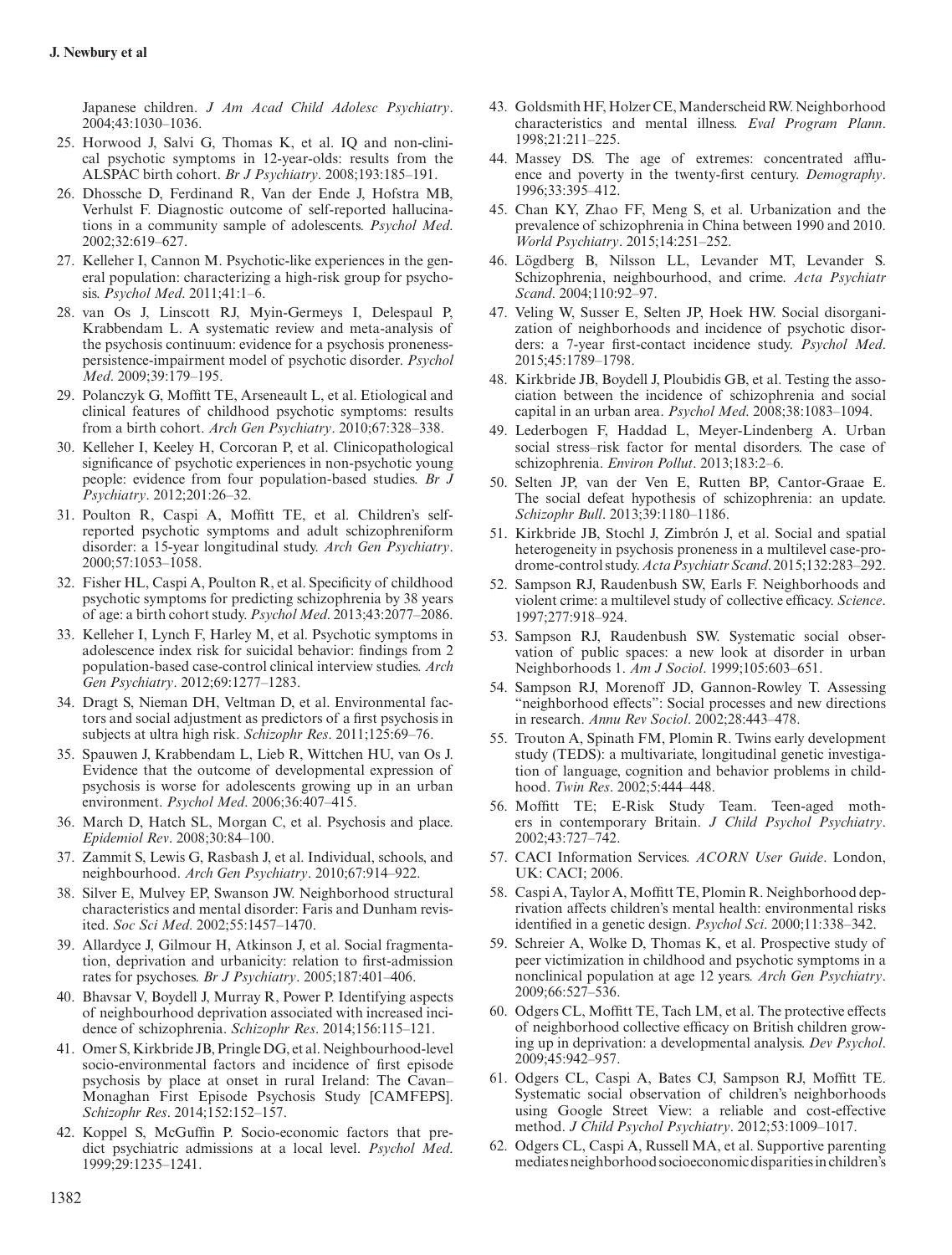Japanese children. *J Am Acad Child Adolesc Psychiatry*. 2004;43:1030–1036.

25. Horwood J, Salvi G, Thomas K, et al. IQ and non-clinical psychotic symptoms in 12-year-olds: results from the ALSPAC birth cohort. *Br J Psychiatry*. 2008;193:185–191.
26. Dhossche D, Ferdinand R, Van der Ende J, Hofstra MB, Verhulst F. Diagnostic outcome of self-reported hallucinations in a community sample of adolescents. *Psychol Med*. 2002;32:619–627.
27. Kelleher I, Cannon M. Psychotic-like experiences in the general population: characterizing a high-risk group for psychosis. *Psychol Med*. 2011;41:1–6.
28. van Os J, Linscott RJ, Myin-Germeys I, Delespaul P, Krabbendam L. A systematic review and meta-analysis of the psychosis continuum: evidence for a psychosis proneness-persistence-impairment model of psychotic disorder. *Psychol Med*. 2009;39:179–195.
29. Polanczyk G, Moffitt TE, Arseneault L, et al. Etiological and clinical features of childhood psychotic symptoms: results from a birth cohort. *Arch Gen Psychiatry*. 2010;67:328–338.
30. Kelleher I, Keeley H, Corcoran P, et al. Clinicopathological significance of psychotic experiences in non-psychotic young people: evidence from four population-based studies. *Br J Psychiatry*. 2012;201:26–32.
31. Poulton R, Caspi A, Moffitt TE, et al. Children's self-reported psychotic symptoms and adult schizophreniform disorder: a 15-year longitudinal study. *Arch Gen Psychiatry*. 2000;57:1053–1058.
32. Fisher HL, Caspi A, Poulton R, et al. Specificity of childhood psychotic symptoms for predicting schizophrenia by 38 years of age: a birth cohort study. *Psychol Med*. 2013;43:2077–2086.
33. Kelleher I, Lynch F, Harley M, et al. Psychotic symptoms in adolescence index risk for suicidal behavior: findings from 2 population-based case-control clinical interview studies. *Arch Gen Psychiatry*. 2012;69:1277–1283.
34. Dragt S, Nieman DH, Veltman D, et al. Environmental factors and social adjustment as predictors of a first psychosis in subjects at ultra high risk. *Schizophr Res*. 2011;125:69–76.
35. Spauwen J, Krabbendam L, Lieb R, Wittchen HU, van Os J. Evidence that the outcome of developmental expression of psychosis is worse for adolescents growing up in an urban environment. *Psychol Med*. 2006;36:407–415.
36. March D, Hatch SL, Morgan C, et al. Psychosis and place. *Epidemiol Rev*. 2008;30:84–100.
37. Zammit S, Lewis G, Rasbash J, et al. Individual, schools, and neighbourhood. *Arch Gen Psychiatry*. 2010;67:914–922.
38. Silver E, Mulvey EP, Swanson JW. Neighborhood structural characteristics and mental disorder: Faris and Dunham revisited. *Soc Sci Med*. 2002;55:1457–1470.
39. Allardyce J, Gilmour H, Atkinson J, et al. Social fragmentation, deprivation and urbanicity: relation to first-admission rates for psychoses. *Br J Psychiatry*. 2005;187:401–406.
40. Bhavsar V, Boydell J, Murray R, Power P. Identifying aspects of neighbourhood deprivation associated with increased incidence of schizophrenia. *Schizophr Res*. 2014;156:115–121.
41. Omer S, Kirkbride JB, Pringle DG, et al. Neighbourhood-level socio-environmental factors and incidence of first episode psychosis by place at onset in rural Ireland: The Cavan–Monaghan First Episode Psychosis Study [CAMFEPS]. *Schizophr Res*. 2014;152:152–157.
42. Koppel S, McGuffin P. Socio-economic factors that predict psychiatric admissions at a local level. *Psychol Med*. 1999;29:1235–1241.
43. Goldsmith HF, Holzer CE, Manderscheid RW. Neighborhood characteristics and mental illness. *Eval Program Plann*. 1998;21:211–225.
44. Massey DS. The age of extremes: concentrated affluence and poverty in the twenty-first century. *Demography*. 1996;33:395–412.
45. Chan KY, Zhao FF, Meng S, et al. Urbanization and the prevalence of schizophrenia in China between 1990 and 2010. *World Psychiatry*. 2015;14:251–252.
46. Lögdberg B, Nilsson LL, Levander MT, Levander S. Schizophrenia, neighbourhood, and crime. *Acta Psychiatr Scand*. 2004;110:92–97.
47. Veling W, Susser E, Selten JP, Hoek HW. Social disorganization of neighborhoods and incidence of psychotic disorders: a 7-year first-contact incidence study. *Psychol Med*. 2015;45:1789–1798.
48. Kirkbride JB, Boydell J, Ploubidis GB, et al. Testing the association between the incidence of schizophrenia and social capital in an urban area. *Psychol Med*. 2008;38:1083–1094.
49. Lederbogen F, Haddad L, Meyer-Lindenberg A. Urban social stress–risk factor for mental disorders. The case of schizophrenia. *Environ Pollut*. 2013;183:2–6.
50. Selten JP, van der Ven E, Rutten BP, Cantor-Graae E. The social defeat hypothesis of schizophrenia: an update. *Schizophr Bull*. 2013;39:1180–1186.
51. Kirkbride JB, Stochl J, Zimbrón J, et al. Social and spatial heterogeneity in psychosis proneness in a multilevel case-prodrome-control study. *Acta Psychiatr Scand*. 2015;132:283–292.
52. Sampson RJ, Raudenbush SW, Earls F. Neighborhoods and violent crime: a multilevel study of collective efficacy. *Science*. 1997;277:918–924.
53. Sampson RJ, Raudenbush SW. Systematic social observation of public spaces: a new look at disorder in urban Neighborhoods 1. *Am J Sociol*. 1999;105:603–651.
54. Sampson RJ, Morenoff JD, Gannon-Rowley T. Assessing "neighborhood effects": Social processes and new directions in research. *Annu Rev Sociol*. 2002;28:443–478.
55. Trouton A, Spinath FM, Plomin R. Twins early development study (TEDS): a multivariate, longitudinal genetic investigation of language, cognition and behavior problems in childhood. *Twin Res*. 2002;5:444–448.
56. Moffitt TE; E-Risk Study Team. Teen-aged mothers in contemporary Britain. *J Child Psychol Psychiatry*. 2002;43:727–742.
57. CACI Information Services. *ACORN User Guide*. London, UK: CACI; 2006.
58. Caspi A, Taylor A, Moffitt TE, Plomin R. Neighborhood deprivation affects children's mental health: environmental risks identified in a genetic design. *Psychol Sci*. 2000;11:338–342.
59. Schreier A, Wolke D, Thomas K, et al. Prospective study of peer victimization in childhood and psychotic symptoms in a nonclinical population at age 12 years. *Arch Gen Psychiatry*. 2009;66:527–536.
60. Odgers CL, Moffitt TE, Tach LM, et al. The protective effects of neighborhood collective efficacy on British children growing up in deprivation: a developmental analysis. *Dev Psychol*. 2009;45:942–957.
61. Odgers CL, Caspi A, Bates CJ, Sampson RJ, Moffitt TE. Systematic social observation of children's neighborhoods using Google Street View: a reliable and cost-effective method. *J Child Psychol Psychiatry*. 2012;53:1009–1017.
62. Odgers CL, Caspi A, Russell MA, et al. Supportive parenting mediates neighborhood socioeconomic disparities in children's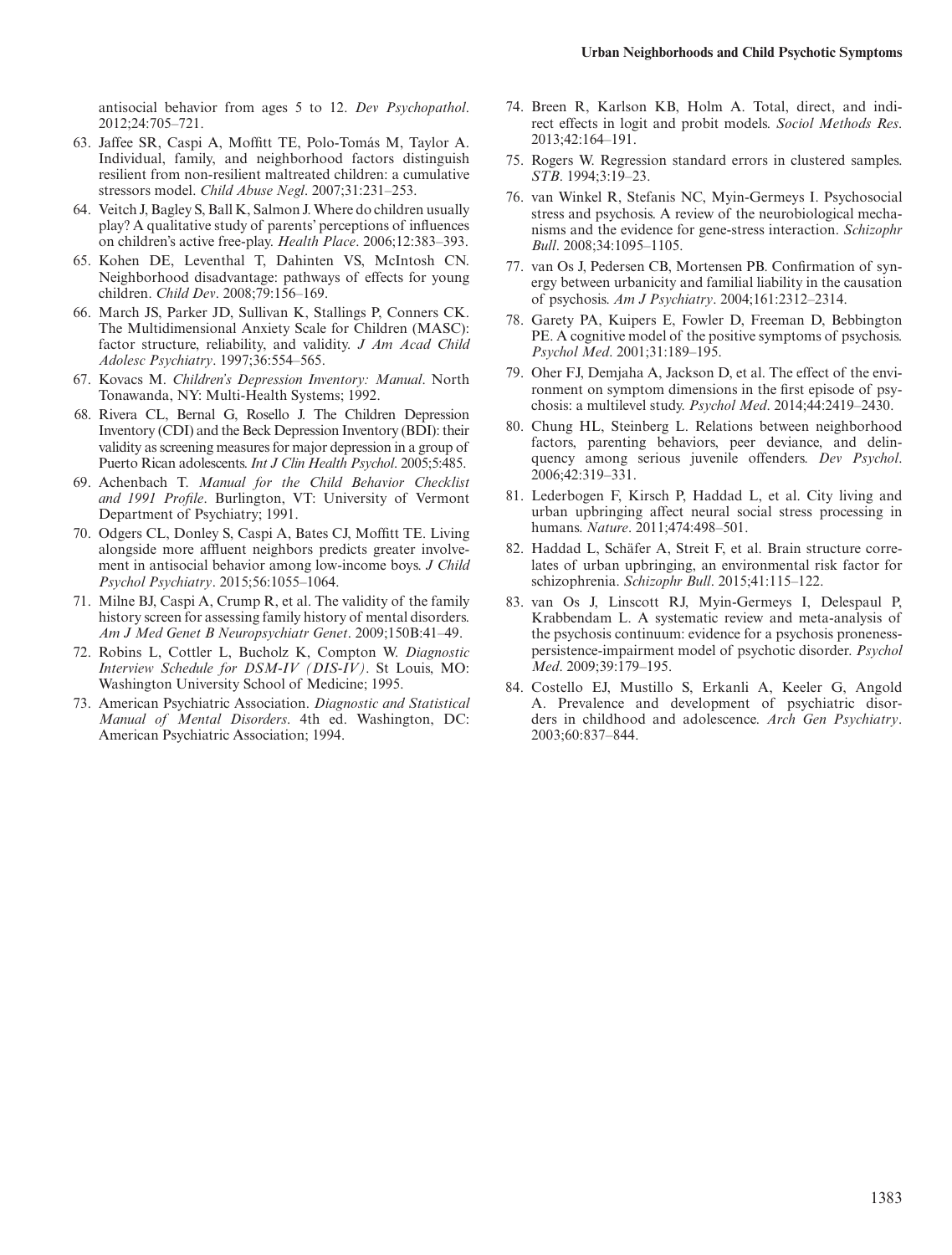antisocial behavior from ages 5 to 12. *Dev Psychopathol*. 2012;24:705–721.

63. Jaffee SR, Caspi A, Moffitt TE, Polo-Tomás M, Taylor A. Individual, family, and neighborhood factors distinguish resilient from non-resilient maltreated children: a cumulative stressors model. *Child Abuse Negl*. 2007;31:231–253.
64. Veitch J, Bagley S, Ball K, Salmon J. Where do children usually play? A qualitative study of parents' perceptions of influences on children's active free-play. *Health Place*. 2006;12:383–393.
65. Kohen DE, Leventhal T, Dahinten VS, McIntosh CN. Neighborhood disadvantage: pathways of effects for young children. *Child Dev*. 2008;79:156–169.
66. March JS, Parker JD, Sullivan K, Stallings P, Conners CK. The Multidimensional Anxiety Scale for Children (MASC): factor structure, reliability, and validity. *J Am Acad Child Adolesc Psychiatry*. 1997;36:554–565.
67. Kovacs M. *Children's Depression Inventory: Manual*. North Tonawanda, NY: Multi-Health Systems; 1992.
68. Rivera CL, Bernal G, Rosello J. The Children Depression Inventory (CDI) and the Beck Depression Inventory (BDI): their validity as screening measures for major depression in a group of Puerto Rican adolescents. *Int J Clin Health Psychol*. 2005;5:485.
69. Achenbach T. *Manual for the Child Behavior Checklist and 1991 Profile*. Burlington, VT: University of Vermont Department of Psychiatry; 1991.
70. Odgers CL, Donley S, Caspi A, Bates CJ, Moffitt TE. Living alongside more affluent neighbors predicts greater involvement in antisocial behavior among low-income boys. *J Child Psychol Psychiatry*. 2015;56:1055–1064.
71. Milne BJ, Caspi A, Crump R, et al. The validity of the family history screen for assessing family history of mental disorders. *Am J Med Genet B Neuropsychiatr Genet*. 2009;150B:41–49.
72. Robins L, Cottler L, Bucholz K, Compton W. *Diagnostic Interview Schedule for DSM-IV (DIS-IV)*. St Louis, MO: Washington University School of Medicine; 1995.
73. American Psychiatric Association. *Diagnostic and Statistical Manual of Mental Disorders*. 4th ed. Washington, DC: American Psychiatric Association; 1994.
74. Breen R, Karlson KB, Holm A. Total, direct, and indirect effects in logit and probit models. *Sociol Methods Res*. 2013;42:164–191.
75. Rogers W. Regression standard errors in clustered samples. *STB*. 1994;3:19–23.
76. van Winkel R, Stefanis NC, Myin-Germeys I. Psychosocial stress and psychosis. A review of the neurobiological mechanisms and the evidence for gene-stress interaction. *Schizophr Bull*. 2008;34:1095–1105.
77. van Os J, Pedersen CB, Mortensen PB. Confirmation of synergy between urbanicity and familial liability in the causation of psychosis. *Am J Psychiatry*. 2004;161:2312–2314.
78. Garety PA, Kuipers E, Fowler D, Freeman D, Bebbington PE. A cognitive model of the positive symptoms of psychosis. *Psychol Med*. 2001;31:189–195.
79. Oher FJ, Demjaha A, Jackson D, et al. The effect of the environment on symptom dimensions in the first episode of psychosis: a multilevel study. *Psychol Med*. 2014;44:2419–2430.
80. Chung HL, Steinberg L. Relations between neighborhood factors, parenting behaviors, peer deviance, and delinquency among serious juvenile offenders. *Dev Psychol*. 2006;42:319–331.
81. Lederbogen F, Kirsch P, Haddad L, et al. City living and urban upbringing affect neural social stress processing in humans. *Nature*. 2011;474:498–501.
82. Haddad L, Schäfer A, Streit F, et al. Brain structure correlates of urban upbringing, an environmental risk factor for schizophrenia. *Schizophr Bull*. 2015;41:115–122.
83. van Os J, Linscott RJ, Myin-Germeys I, Delespaul P, Krabbendam L. A systematic review and meta-analysis of the psychosis continuum: evidence for a psychosis proneness-persistence-impairment model of psychotic disorder. *Psychol Med*. 2009;39:179–195.
84. Costello EJ, Mustillo S, Erkanli A, Keeler G, Angold A. Prevalence and development of psychiatric disorders in childhood and adolescence. *Arch Gen Psychiatry*. 2003;60:837–844.